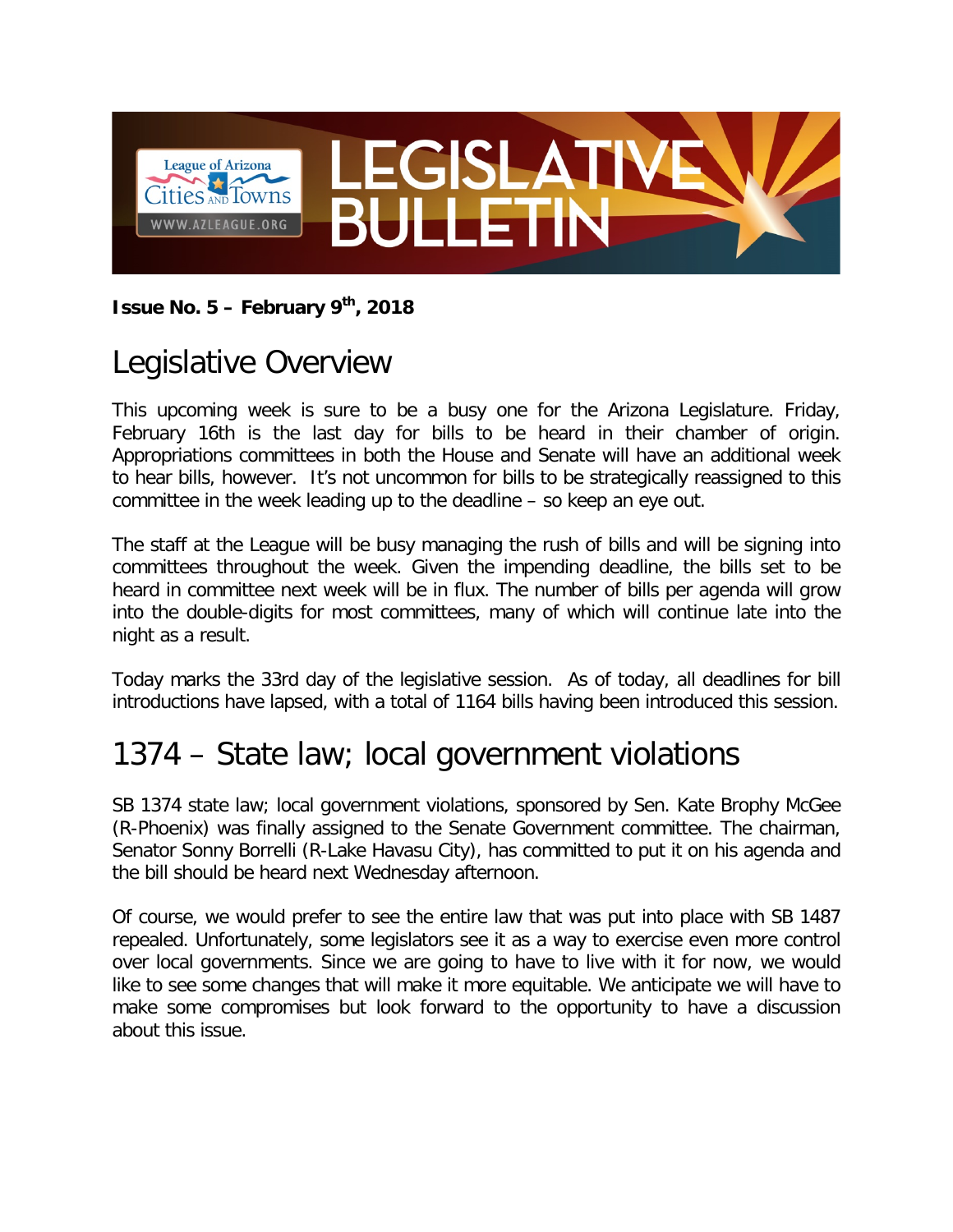# LEGISLATIVE BULLETIN

League of Arizona Cities and Towns
WWW.AZLEAGUE.ORG

**Issue No. 5 – February 9th, 2018**

## Legislative Overview

This upcoming week is sure to be a busy one for the Arizona Legislature. Friday, February 16th is the last day for bills to be heard in their chamber of origin. Appropriations committees in both the House and Senate will have an additional week to hear bills, however. It's not uncommon for bills to be strategically reassigned to this committee in the week leading up to the deadline – so keep an eye out.

The staff at the League will be busy managing the rush of bills and will be signing into committees throughout the week. Given the impending deadline, the bills set to be heard in committee next week will be in flux. The number of bills per agenda will grow into the double-digits for most committees, many of which will continue late into the night as a result.

Today marks the 33rd day of the legislative session. As of today, all deadlines for bill introductions have lapsed, with a total of 1164 bills having been introduced this session.

## 1374 – State law; local government violations

SB 1374 state law; local government violations, sponsored by Sen. Kate Brophy McGee (R-Phoenix) was finally assigned to the Senate Government committee. The chairman, Senator Sonny Borrelli (R-Lake Havasu City), has committed to put it on his agenda and the bill should be heard next Wednesday afternoon.

Of course, we would prefer to see the entire law that was put into place with SB 1487 repealed. Unfortunately, some legislators see it as a way to exercise even more control over local governments. Since we are going to have to live with it for now, we would like to see some changes that will make it more equitable. We anticipate we will have to make some compromises but look forward to the opportunity to have a discussion about this issue.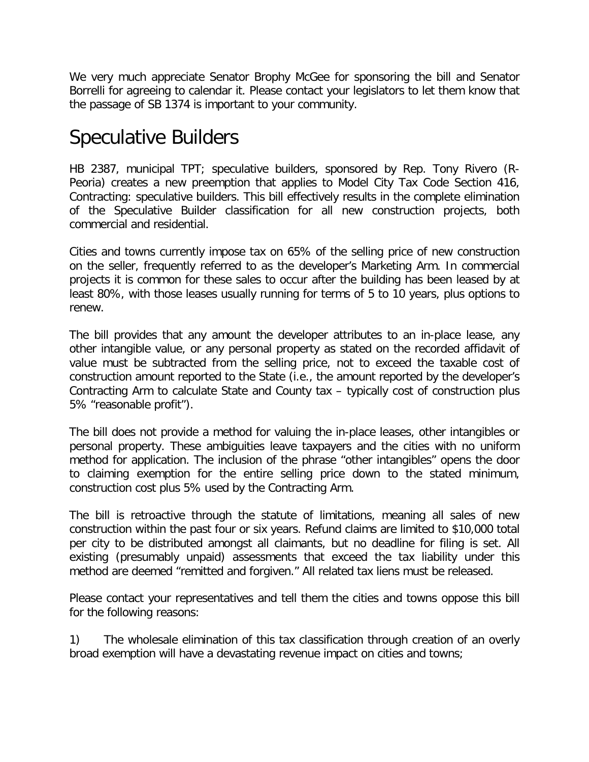We very much appreciate Senator Brophy McGee for sponsoring the bill and Senator Borrelli for agreeing to calendar it. Please contact your legislators to let them know that the passage of SB 1374 is important to your community.

# Speculative Builders

HB 2387, municipal TPT; speculative builders, sponsored by Rep. Tony Rivero (R-Peoria) creates a new preemption that applies to Model City Tax Code Section 416, Contracting: speculative builders. This bill effectively results in the complete elimination of the Speculative Builder classification for all new construction projects, both commercial and residential.

Cities and towns currently impose tax on 65% of the selling price of new construction on the seller, frequently referred to as the developer's Marketing Arm. In commercial projects it is common for these sales to occur after the building has been leased by at least 80%, with those leases usually running for terms of 5 to 10 years, plus options to renew.

The bill provides that any amount the developer attributes to an in-place lease, any other intangible value, or any personal property as stated on the recorded affidavit of value must be subtracted from the selling price, not to exceed the taxable cost of construction amount reported to the State (i.e., the amount reported by the developer's Contracting Arm to calculate State and County tax – typically cost of construction plus 5% "reasonable profit").

The bill does not provide a method for valuing the in-place leases, other intangibles or personal property. These ambiguities leave taxpayers and the cities with no uniform method for application. The inclusion of the phrase "other intangibles" opens the door to claiming exemption for the entire selling price down to the stated minimum, construction cost plus 5% used by the Contracting Arm.

The bill is retroactive through the statute of limitations, meaning all sales of new construction within the past four or six years. Refund claims are limited to $10,000 total per city to be distributed amongst all claimants, but no deadline for filing is set. All existing (presumably unpaid) assessments that exceed the tax liability under this method are deemed "remitted and forgiven." All related tax liens must be released.

Please contact your representatives and tell them the cities and towns oppose this bill for the following reasons:

1) The wholesale elimination of this tax classification through creation of an overly broad exemption will have a devastating revenue impact on cities and towns;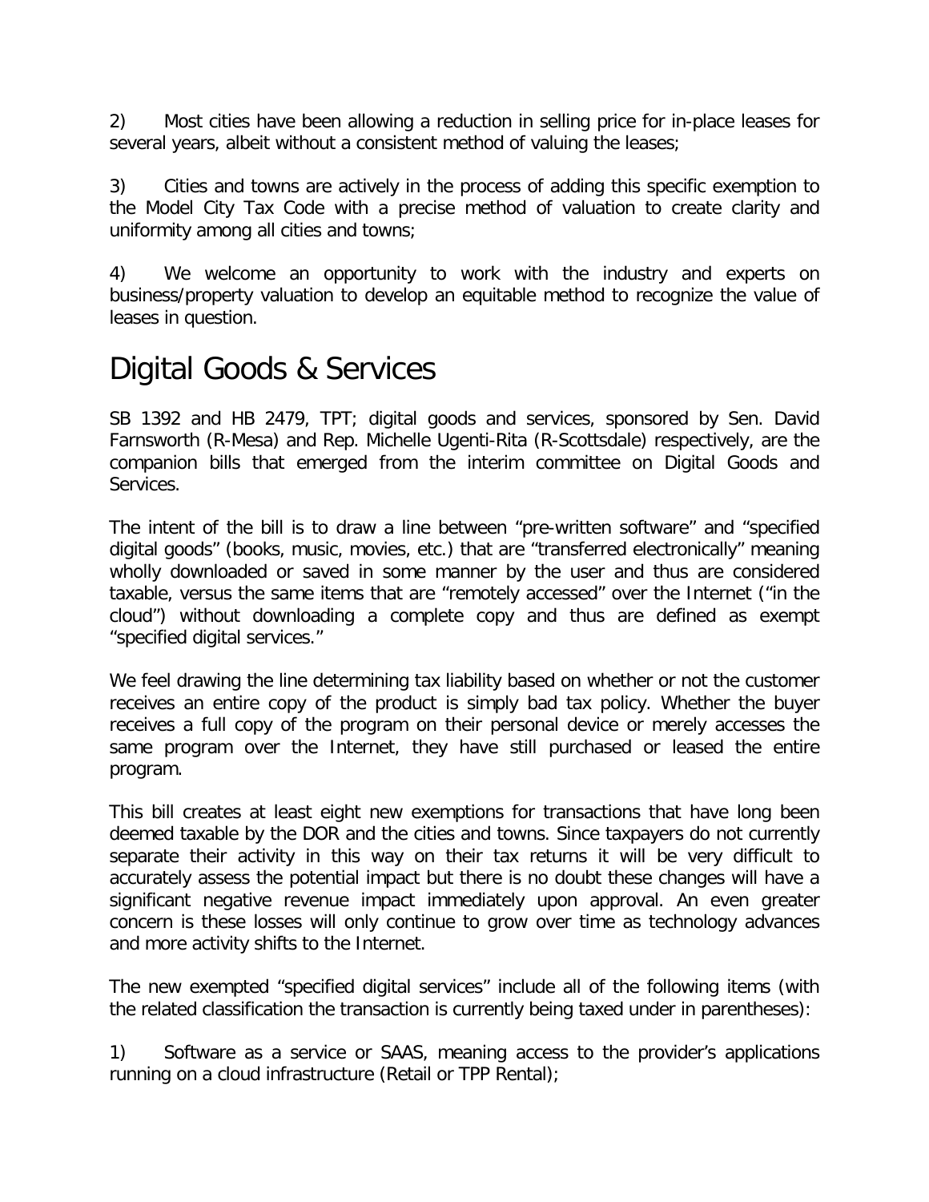2) Most cities have been allowing a reduction in selling price for in-place leases for several years, albeit without a consistent method of valuing the leases;

3) Cities and towns are actively in the process of adding this specific exemption to the Model City Tax Code with a precise method of valuation to create clarity and uniformity among all cities and towns;

4) We welcome an opportunity to work with the industry and experts on business/property valuation to develop an equitable method to recognize the value of leases in question.

# Digital Goods & Services

SB 1392 and HB 2479, TPT; digital goods and services, sponsored by Sen. David Farnsworth (R-Mesa) and Rep. Michelle Ugenti-Rita (R-Scottsdale) respectively, are the companion bills that emerged from the interim committee on Digital Goods and Services.

The intent of the bill is to draw a line between "pre-written software" and "specified digital goods" (books, music, movies, etc.) that are "transferred electronically" meaning wholly downloaded or saved in some manner by the user and thus are considered taxable, versus the same items that are "remotely accessed" over the Internet ("in the cloud") without downloading a complete copy and thus are defined as exempt "specified digital services."

We feel drawing the line determining tax liability based on whether or not the customer receives an entire copy of the product is simply bad tax policy. Whether the buyer receives a full copy of the program on their personal device or merely accesses the same program over the Internet, they have still purchased or leased the entire program.

This bill creates at least eight new exemptions for transactions that have long been deemed taxable by the DOR and the cities and towns. Since taxpayers do not currently separate their activity in this way on their tax returns it will be very difficult to accurately assess the potential impact but there is no doubt these changes will have a significant negative revenue impact immediately upon approval. An even greater concern is these losses will only continue to grow over time as technology advances and more activity shifts to the Internet.

The new exempted "specified digital services" include all of the following items (with the related classification the transaction is currently being taxed under in parentheses):

1) Software as a service or SAAS, meaning access to the provider's applications running on a cloud infrastructure (Retail or TPP Rental);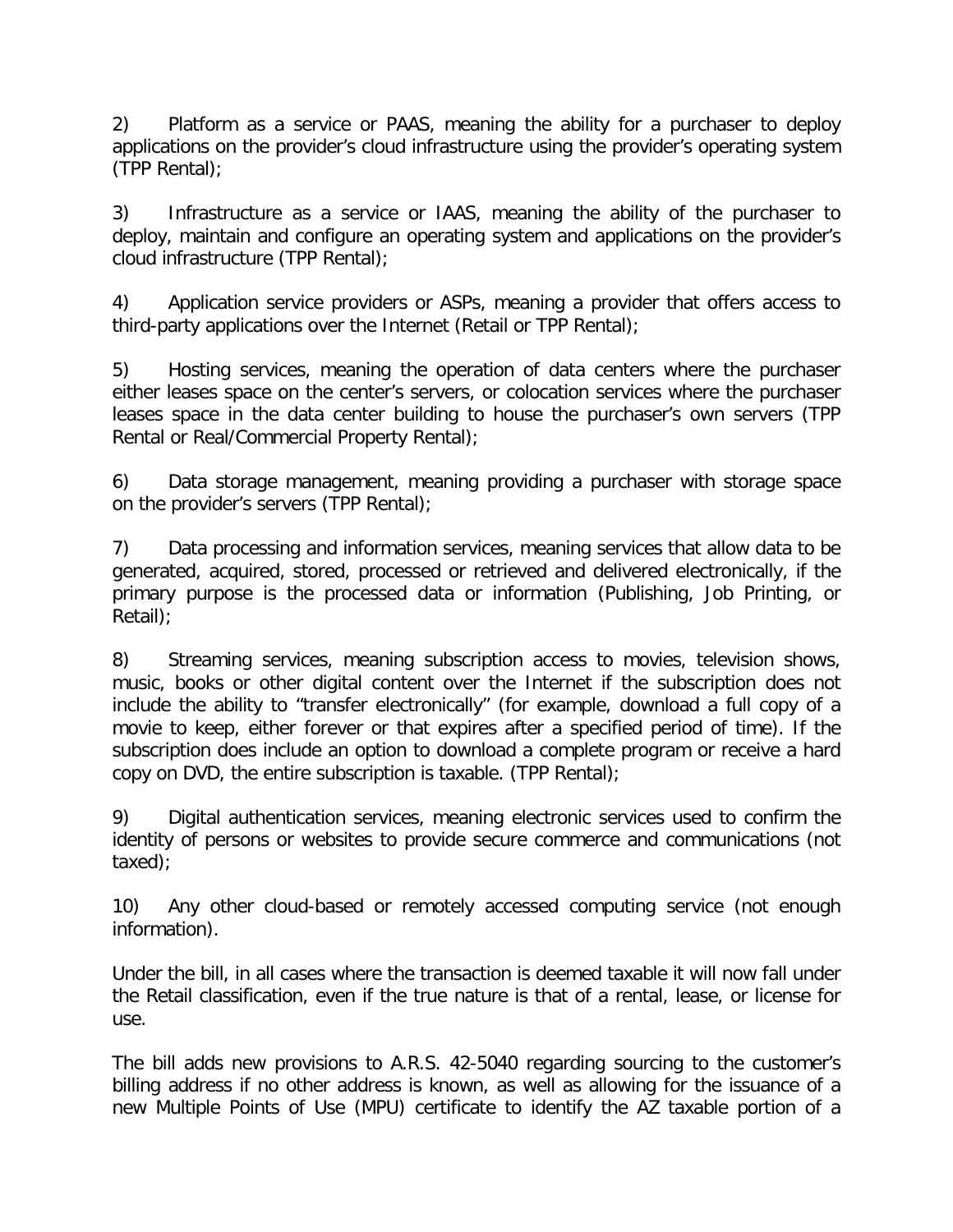2) Platform as a service or PAAS, meaning the ability for a purchaser to deploy applications on the provider's cloud infrastructure using the provider's operating system (TPP Rental);

3) Infrastructure as a service or IAAS, meaning the ability of the purchaser to deploy, maintain and configure an operating system and applications on the provider's cloud infrastructure (TPP Rental);

4) Application service providers or ASPs, meaning a provider that offers access to third-party applications over the Internet (Retail or TPP Rental);

5) Hosting services, meaning the operation of data centers where the purchaser either leases space on the center's servers, or colocation services where the purchaser leases space in the data center building to house the purchaser's own servers (TPP Rental or Real/Commercial Property Rental);

6) Data storage management, meaning providing a purchaser with storage space on the provider's servers (TPP Rental);

7) Data processing and information services, meaning services that allow data to be generated, acquired, stored, processed or retrieved and delivered electronically, if the primary purpose is the processed data or information (Publishing, Job Printing, or Retail);

8) Streaming services, meaning subscription access to movies, television shows, music, books or other digital content over the Internet if the subscription does not include the ability to "transfer electronically" (for example, download a full copy of a movie to keep, either forever or that expires after a specified period of time). If the subscription does include an option to download a complete program or receive a hard copy on DVD, the entire subscription is taxable. (TPP Rental);

9) Digital authentication services, meaning electronic services used to confirm the identity of persons or websites to provide secure commerce and communications (not taxed);

10) Any other cloud-based or remotely accessed computing service (not enough information).

Under the bill, in all cases where the transaction is deemed taxable it will now fall under the Retail classification, even if the true nature is that of a rental, lease, or license for use.

The bill adds new provisions to A.R.S. 42-5040 regarding sourcing to the customer's billing address if no other address is known, as well as allowing for the issuance of a new Multiple Points of Use (MPU) certificate to identify the AZ taxable portion of a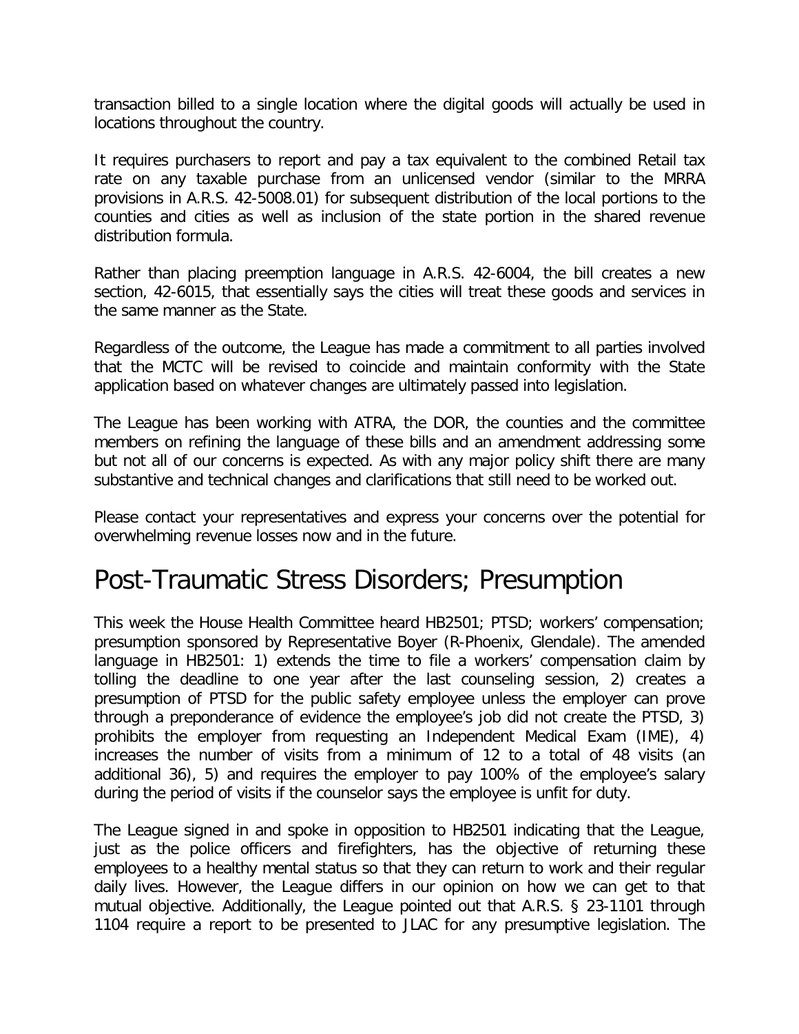transaction billed to a single location where the digital goods will actually be used in locations throughout the country.

It requires purchasers to report and pay a tax equivalent to the combined Retail tax rate on any taxable purchase from an unlicensed vendor (similar to the MRRA provisions in A.R.S. 42-5008.01) for subsequent distribution of the local portions to the counties and cities as well as inclusion of the state portion in the shared revenue distribution formula.

Rather than placing preemption language in A.R.S. 42-6004, the bill creates a new section, 42-6015, that essentially says the cities will treat these goods and services in the same manner as the State.

Regardless of the outcome, the League has made a commitment to all parties involved that the MCTC will be revised to coincide and maintain conformity with the State application based on whatever changes are ultimately passed into legislation.

The League has been working with ATRA, the DOR, the counties and the committee members on refining the language of these bills and an amendment addressing some but not all of our concerns is expected. As with any major policy shift there are many substantive and technical changes and clarifications that still need to be worked out.

Please contact your representatives and express your concerns over the potential for overwhelming revenue losses now and in the future.

# Post-Traumatic Stress Disorders; Presumption

This week the House Health Committee heard HB2501; PTSD; workers' compensation; presumption sponsored by Representative Boyer (R-Phoenix, Glendale). The amended language in HB2501: 1) extends the time to file a workers' compensation claim by tolling the deadline to one year after the last counseling session, 2) creates a presumption of PTSD for the public safety employee unless the employer can prove through a preponderance of evidence the employee's job did not create the PTSD, 3) prohibits the employer from requesting an Independent Medical Exam (IME), 4) increases the number of visits from a minimum of 12 to a total of 48 visits (an additional 36), 5) and requires the employer to pay 100% of the employee's salary during the period of visits if the counselor says the employee is unfit for duty.

The League signed in and spoke in opposition to HB2501 indicating that the League, just as the police officers and firefighters, has the objective of returning these employees to a healthy mental status so that they can return to work and their regular daily lives. However, the League differs in our opinion on how we can get to that mutual objective. Additionally, the League pointed out that A.R.S. § 23-1101 through 1104 require a report to be presented to JLAC for any presumptive legislation. The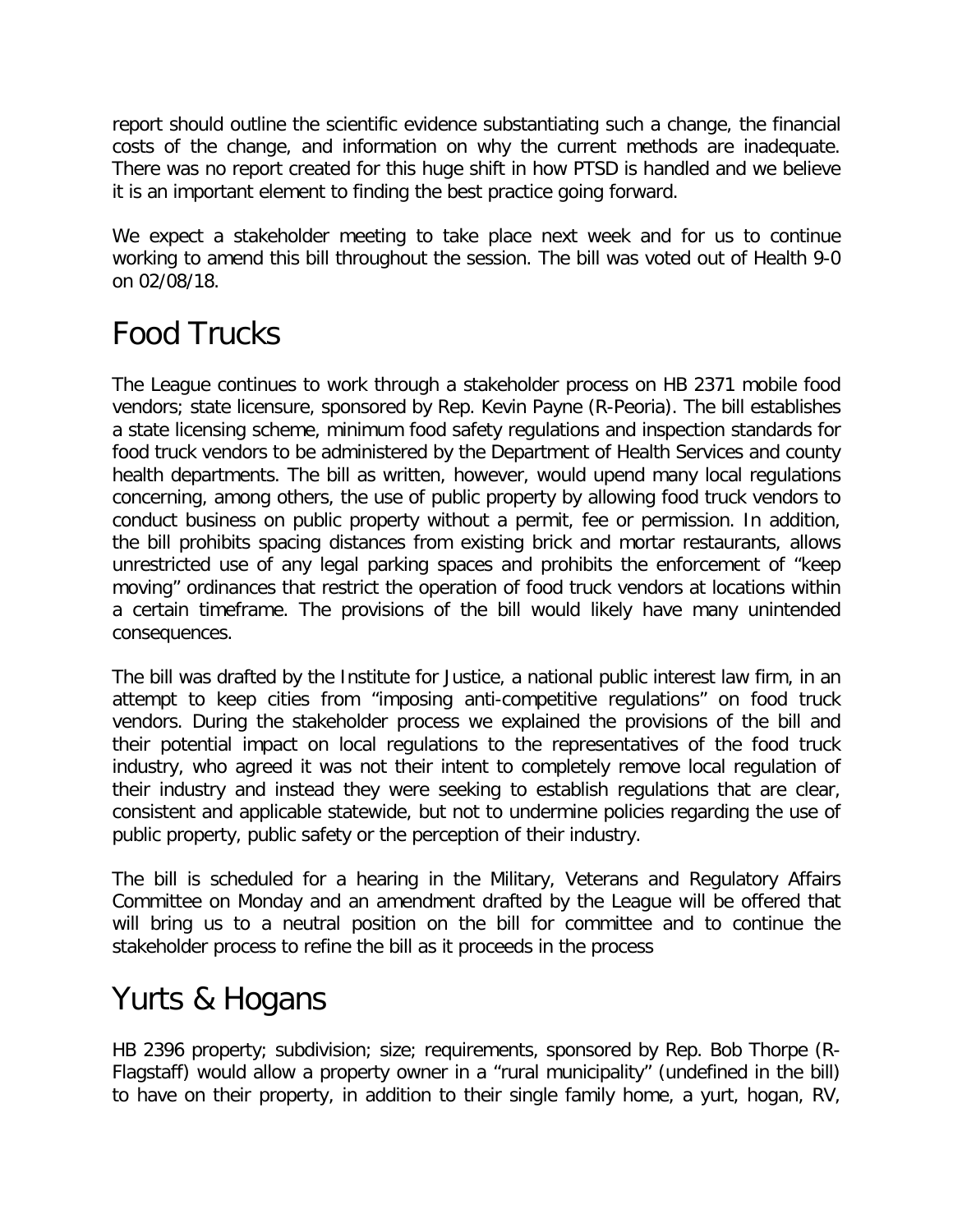report should outline the scientific evidence substantiating such a change, the financial costs of the change, and information on why the current methods are inadequate. There was no report created for this huge shift in how PTSD is handled and we believe it is an important element to finding the best practice going forward.

We expect a stakeholder meeting to take place next week and for us to continue working to amend this bill throughout the session. The bill was voted out of Health 9-0 on 02/08/18.

# Food Trucks

The League continues to work through a stakeholder process on HB 2371 mobile food vendors; state licensure, sponsored by Rep. Kevin Payne (R-Peoria). The bill establishes a state licensing scheme, minimum food safety regulations and inspection standards for food truck vendors to be administered by the Department of Health Services and county health departments. The bill as written, however, would upend many local regulations concerning, among others, the use of public property by allowing food truck vendors to conduct business on public property without a permit, fee or permission. In addition, the bill prohibits spacing distances from existing brick and mortar restaurants, allows unrestricted use of any legal parking spaces and prohibits the enforcement of "keep moving" ordinances that restrict the operation of food truck vendors at locations within a certain timeframe. The provisions of the bill would likely have many unintended consequences.

The bill was drafted by the Institute for Justice, a national public interest law firm, in an attempt to keep cities from "imposing anti-competitive regulations" on food truck vendors. During the stakeholder process we explained the provisions of the bill and their potential impact on local regulations to the representatives of the food truck industry, who agreed it was not their intent to completely remove local regulation of their industry and instead they were seeking to establish regulations that are clear, consistent and applicable statewide, but not to undermine policies regarding the use of public property, public safety or the perception of their industry.

The bill is scheduled for a hearing in the Military, Veterans and Regulatory Affairs Committee on Monday and an amendment drafted by the League will be offered that will bring us to a neutral position on the bill for committee and to continue the stakeholder process to refine the bill as it proceeds in the process

# Yurts & Hogans

HB 2396 property; subdivision; size; requirements, sponsored by Rep. Bob Thorpe (R-Flagstaff) would allow a property owner in a "rural municipality" (undefined in the bill) to have on their property, in addition to their single family home, a yurt, hogan, RV,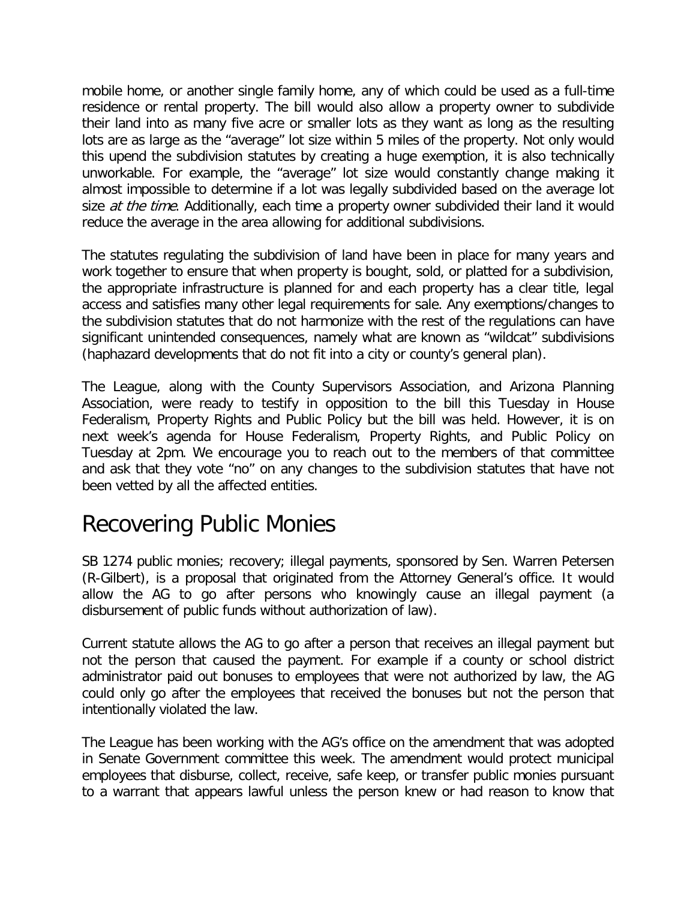mobile home, or another single family home, any of which could be used as a full-time residence or rental property. The bill would also allow a property owner to subdivide their land into as many five acre or smaller lots as they want as long as the resulting lots are as large as the "average" lot size within 5 miles of the property. Not only would this upend the subdivision statutes by creating a huge exemption, it is also technically unworkable. For example, the "average" lot size would constantly change making it almost impossible to determine if a lot was legally subdivided based on the average lot size *at the time*. Additionally, each time a property owner subdivided their land it would reduce the average in the area allowing for additional subdivisions.

The statutes regulating the subdivision of land have been in place for many years and work together to ensure that when property is bought, sold, or platted for a subdivision, the appropriate infrastructure is planned for and each property has a clear title, legal access and satisfies many other legal requirements for sale. Any exemptions/changes to the subdivision statutes that do not harmonize with the rest of the regulations can have significant unintended consequences, namely what are known as "wildcat" subdivisions (haphazard developments that do not fit into a city or county's general plan).

The League, along with the County Supervisors Association, and Arizona Planning Association, were ready to testify in opposition to the bill this Tuesday in House Federalism, Property Rights and Public Policy but the bill was held. However, it is on next week's agenda for House Federalism, Property Rights, and Public Policy on Tuesday at 2pm. We encourage you to reach out to the members of that committee and ask that they vote "no" on any changes to the subdivision statutes that have not been vetted by all the affected entities.

# Recovering Public Monies

SB 1274 public monies; recovery; illegal payments, sponsored by Sen. Warren Petersen (R-Gilbert), is a proposal that originated from the Attorney General's office. It would allow the AG to go after persons who knowingly cause an illegal payment (a disbursement of public funds without authorization of law).

Current statute allows the AG to go after a person that receives an illegal payment but not the person that caused the payment. For example if a county or school district administrator paid out bonuses to employees that were not authorized by law, the AG could only go after the employees that received the bonuses but not the person that intentionally violated the law.

The League has been working with the AG's office on the amendment that was adopted in Senate Government committee this week. The amendment would protect municipal employees that disburse, collect, receive, safe keep, or transfer public monies pursuant to a warrant that appears lawful unless the person knew or had reason to know that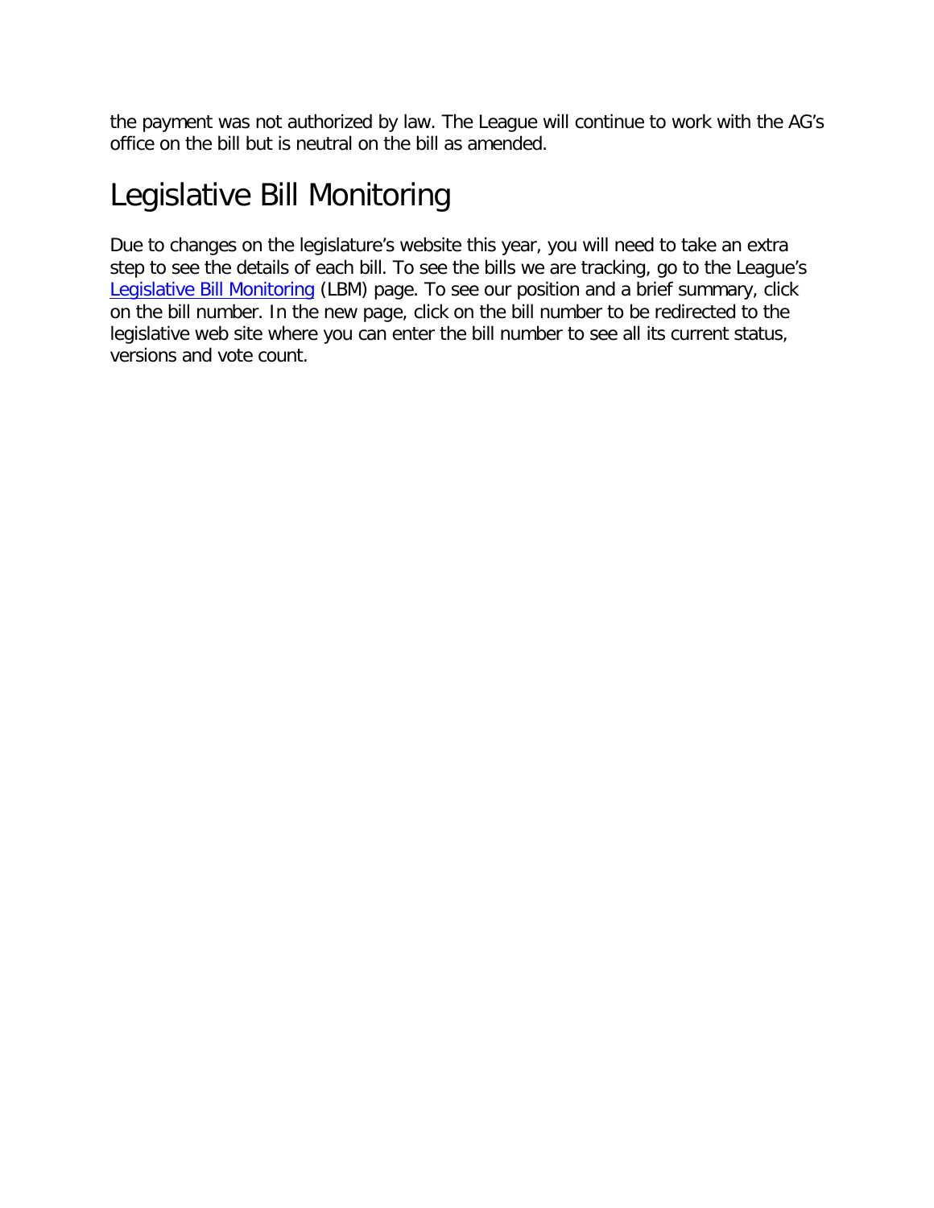the payment was not authorized by law. The League will continue to work with the AG's office on the bill but is neutral on the bill as amended.

## Legislative Bill Monitoring

Due to changes on the legislature's website this year, you will need to take an extra step to see the details of each bill. To see the bills we are tracking, go to the League's Legislative Bill Monitoring (LBM) page. To see our position and a brief summary, click on the bill number. In the new page, click on the bill number to be redirected to the legislative web site where you can enter the bill number to see all its current status, versions and vote count.